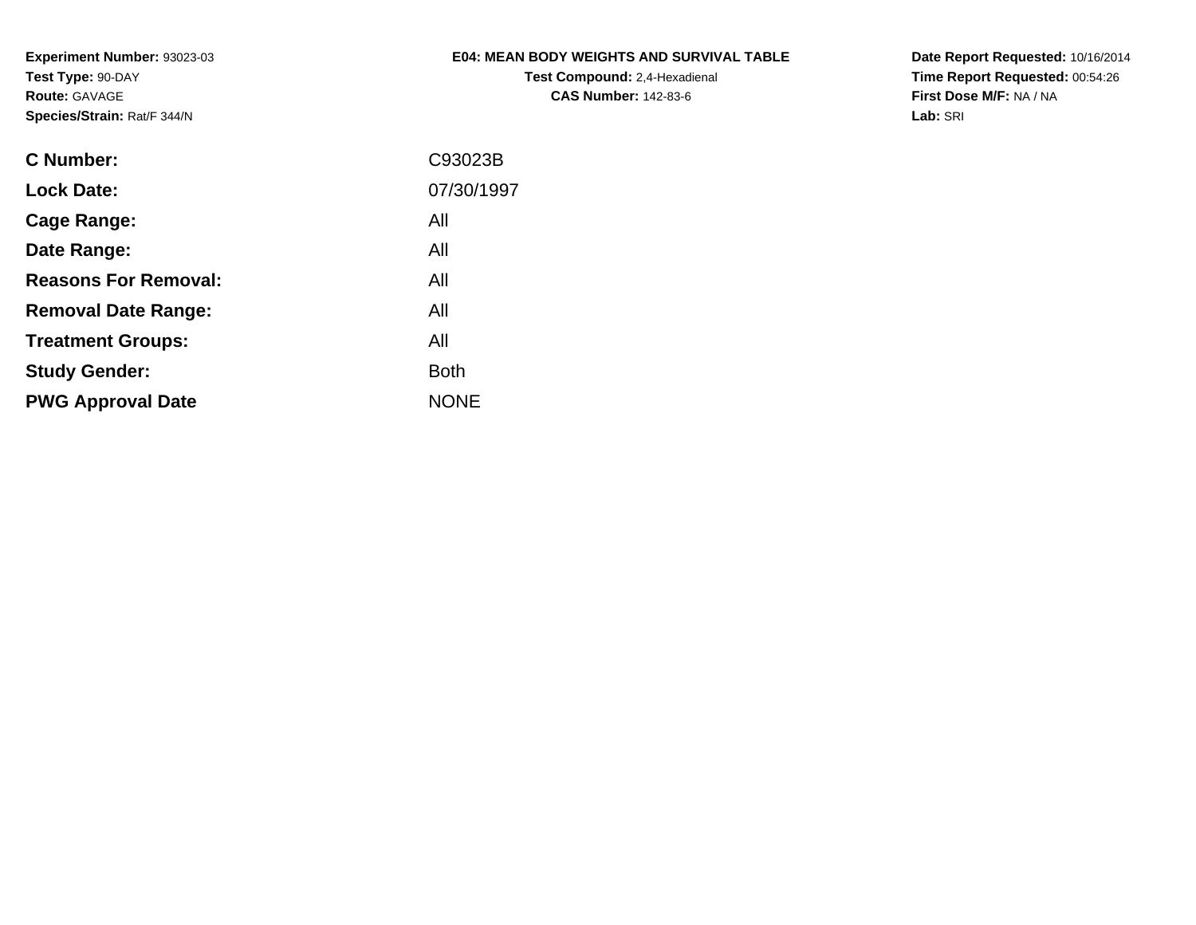**Experiment Number:** 93023-03
**Test Type:** 90-DAY
**Route:** GAVAGE
**Species/Strain:** Rat/F 344/N

**E04: MEAN BODY WEIGHTS AND SURVIVAL TABLE**
**Test Compound:** 2,4-Hexadienal
**CAS Number:** 142-83-6

**Date Report Requested:** 10/16/2014
**Time Report Requested:** 00:54:26
**First Dose M/F:** NA / NA
**Lab:** SRI

| | |
|---|---|
| **C Number:** | C93023B |
| **Lock Date:** | 07/30/1997 |
| **Cage Range:** | All |
| **Date Range:** | All |
| **Reasons For Removal:** | All |
| **Removal Date Range:** | All |
| **Treatment Groups:** | All |
| **Study Gender:** | Both |
| **PWG Approval Date** | NONE |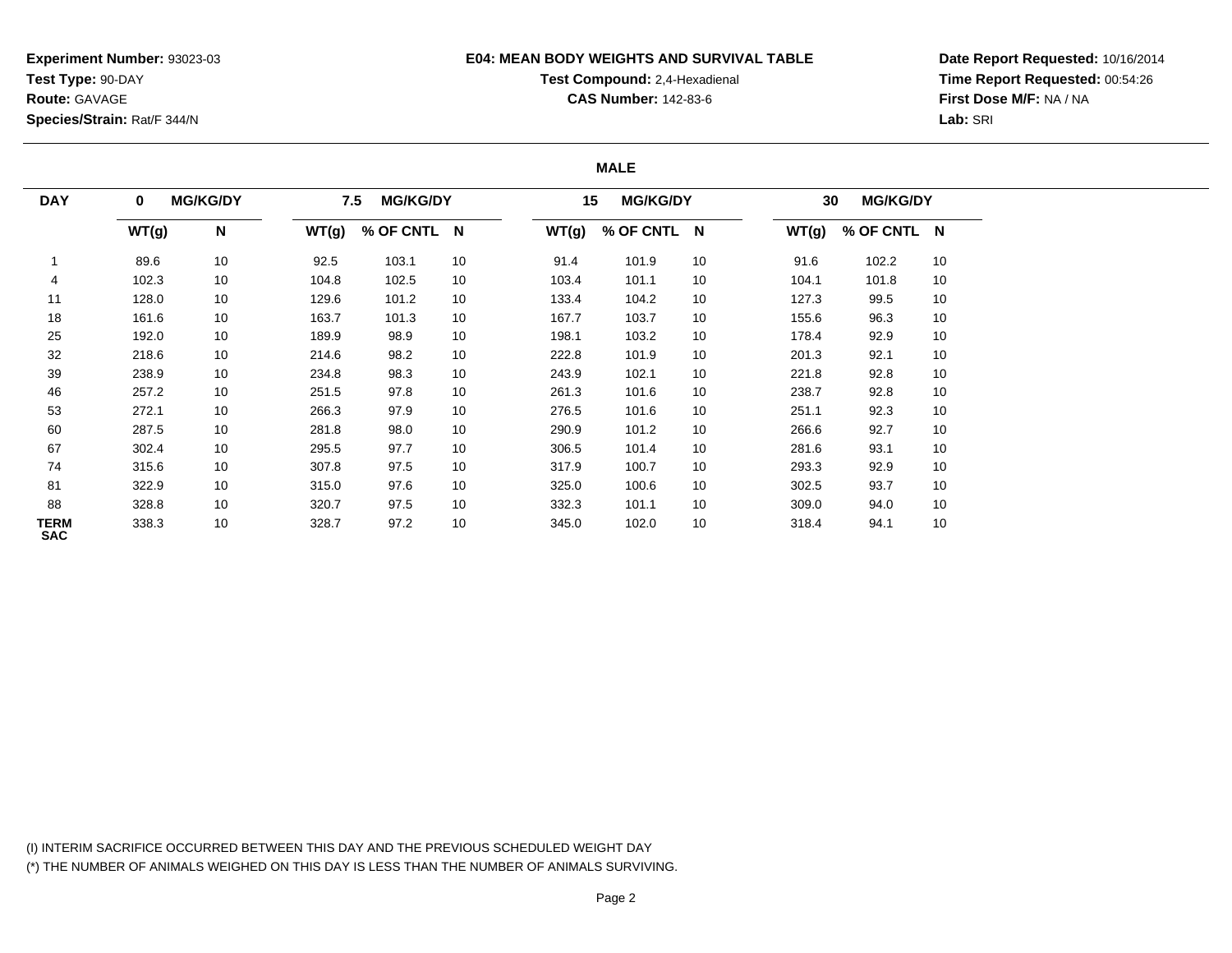**Experiment Number:** 93023-03
**Test Type:** 90-DAY
**Route:** GAVAGE
**Species/Strain:** Rat/F 344/N

**E04: MEAN BODY WEIGHTS AND SURVIVAL TABLE**
**Test Compound:** 2,4-Hexadienal
**CAS Number:** 142-83-6

**Date Report Requested:** 10/16/2014
**Time Report Requested:** 00:54:26
**First Dose M/F:** NA / NA
**Lab:** SRI

**MALE**

| DAY | 0 MG/KG/DY | | 7.5 MG/KG/DY | | | 15 MG/KG/DY | | | 30 MG/KG/DY | | |
|---|---|---|---|---|---|---|---|---|---|---|---|
| | WT(g) | N | WT(g) | % OF CNTL | N | WT(g) | % OF CNTL | N | WT(g) | % OF CNTL | N |
| 1 | 89.6 | 10 | 92.5 | 103.1 | 10 | 91.4 | 101.9 | 10 | 91.6 | 102.2 | 10 |
| 4 | 102.3 | 10 | 104.8 | 102.5 | 10 | 103.4 | 101.1 | 10 | 104.1 | 101.8 | 10 |
| 11 | 128.0 | 10 | 129.6 | 101.2 | 10 | 133.4 | 104.2 | 10 | 127.3 | 99.5 | 10 |
| 18 | 161.6 | 10 | 163.7 | 101.3 | 10 | 167.7 | 103.7 | 10 | 155.6 | 96.3 | 10 |
| 25 | 192.0 | 10 | 189.9 | 98.9 | 10 | 198.1 | 103.2 | 10 | 178.4 | 92.9 | 10 |
| 32 | 218.6 | 10 | 214.6 | 98.2 | 10 | 222.8 | 101.9 | 10 | 201.3 | 92.1 | 10 |
| 39 | 238.9 | 10 | 234.8 | 98.3 | 10 | 243.9 | 102.1 | 10 | 221.8 | 92.8 | 10 |
| 46 | 257.2 | 10 | 251.5 | 97.8 | 10 | 261.3 | 101.6 | 10 | 238.7 | 92.8 | 10 |
| 53 | 272.1 | 10 | 266.3 | 97.9 | 10 | 276.5 | 101.6 | 10 | 251.1 | 92.3 | 10 |
| 60 | 287.5 | 10 | 281.8 | 98.0 | 10 | 290.9 | 101.2 | 10 | 266.6 | 92.7 | 10 |
| 67 | 302.4 | 10 | 295.5 | 97.7 | 10 | 306.5 | 101.4 | 10 | 281.6 | 93.1 | 10 |
| 74 | 315.6 | 10 | 307.8 | 97.5 | 10 | 317.9 | 100.7 | 10 | 293.3 | 92.9 | 10 |
| 81 | 322.9 | 10 | 315.0 | 97.6 | 10 | 325.0 | 100.6 | 10 | 302.5 | 93.7 | 10 |
| 88 | 328.8 | 10 | 320.7 | 97.5 | 10 | 332.3 | 101.1 | 10 | 309.0 | 94.0 | 10 |
| TERM SAC | 338.3 | 10 | 328.7 | 97.2 | 10 | 345.0 | 102.0 | 10 | 318.4 | 94.1 | 10 |

(I) INTERIM SACRIFICE OCCURRED BETWEEN THIS DAY AND THE PREVIOUS SCHEDULED WEIGHT DAY
(*) THE NUMBER OF ANIMALS WEIGHED ON THIS DAY IS LESS THAN THE NUMBER OF ANIMALS SURVIVING.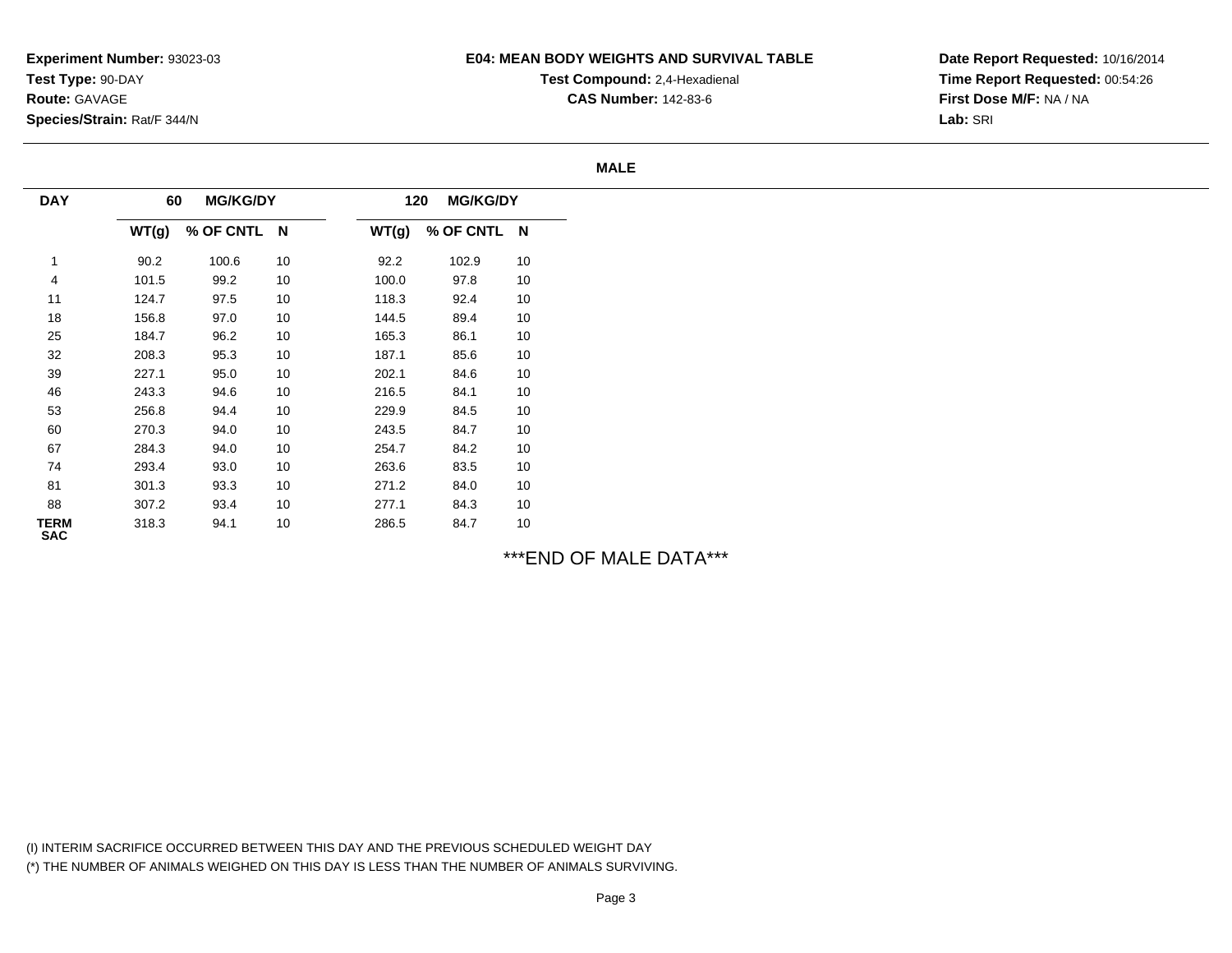**Experiment Number:** 93023-03
**Test Type:** 90-DAY
**Route:** GAVAGE
**Species/Strain:** Rat/F 344/N

**E04: MEAN BODY WEIGHTS AND SURVIVAL TABLE**
**Test Compound:** 2,4-Hexadienal
**CAS Number:** 142-83-6

**Date Report Requested:** 10/16/2014
**Time Report Requested:** 00:54:26
**First Dose M/F:** NA / NA
**Lab:** SRI

**MALE**

| DAY | 60 MG/KG/DY | | | 120 MG/KG/DY | | |
|---|---|---|---|---|---|---|
| | WT(g) | % OF CNTL | N | WT(g) | % OF CNTL | N |
| 1 | 90.2 | 100.6 | 10 | 92.2 | 102.9 | 10 |
| 4 | 101.5 | 99.2 | 10 | 100.0 | 97.8 | 10 |
| 11 | 124.7 | 97.5 | 10 | 118.3 | 92.4 | 10 |
| 18 | 156.8 | 97.0 | 10 | 144.5 | 89.4 | 10 |
| 25 | 184.7 | 96.2 | 10 | 165.3 | 86.1 | 10 |
| 32 | 208.3 | 95.3 | 10 | 187.1 | 85.6 | 10 |
| 39 | 227.1 | 95.0 | 10 | 202.1 | 84.6 | 10 |
| 46 | 243.3 | 94.6 | 10 | 216.5 | 84.1 | 10 |
| 53 | 256.8 | 94.4 | 10 | 229.9 | 84.5 | 10 |
| 60 | 270.3 | 94.0 | 10 | 243.5 | 84.7 | 10 |
| 67 | 284.3 | 94.0 | 10 | 254.7 | 84.2 | 10 |
| 74 | 293.4 | 93.0 | 10 | 263.6 | 83.5 | 10 |
| 81 | 301.3 | 93.3 | 10 | 271.2 | 84.0 | 10 |
| 88 | 307.2 | 93.4 | 10 | 277.1 | 84.3 | 10 |
| TERM SAC | 318.3 | 94.1 | 10 | 286.5 | 84.7 | 10 |

***END OF MALE DATA***

(I) INTERIM SACRIFICE OCCURRED BETWEEN THIS DAY AND THE PREVIOUS SCHEDULED WEIGHT DAY
(*) THE NUMBER OF ANIMALS WEIGHED ON THIS DAY IS LESS THAN THE NUMBER OF ANIMALS SURVIVING.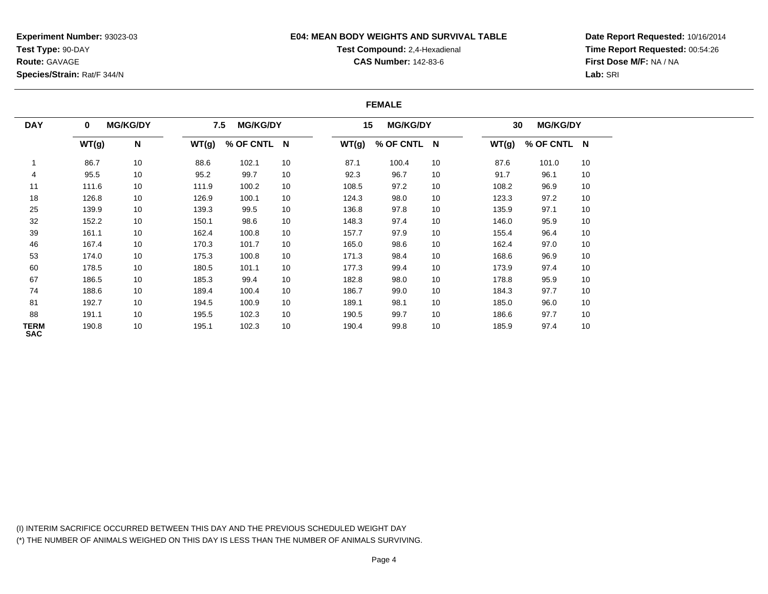**Experiment Number:** 93023-03
**Test Type:** 90-DAY
**Route:** GAVAGE
**Species/Strain:** Rat/F 344/N

**E04: MEAN BODY WEIGHTS AND SURVIVAL TABLE**
**Test Compound:** 2,4-Hexadienal
**CAS Number:** 142-83-6

**Date Report Requested:** 10/16/2014
**Time Report Requested:** 00:54:26
**First Dose M/F:** NA / NA
**Lab:** SRI

**FEMALE**

| DAY | 0 MG/KG/DY | | 7.5 MG/KG/DY | | | 15 MG/KG/DY | | | 30 MG/KG/DY | | |
|---|---|---|---|---|---|---|---|---|---|---|---|
| | WT(g) | N | WT(g) | % OF CNTL | N | WT(g) | % OF CNTL | N | WT(g) | % OF CNTL | N |
| 1 | 86.7 | 10 | 88.6 | 102.1 | 10 | 87.1 | 100.4 | 10 | 87.6 | 101.0 | 10 |
| 4 | 95.5 | 10 | 95.2 | 99.7 | 10 | 92.3 | 96.7 | 10 | 91.7 | 96.1 | 10 |
| 11 | 111.6 | 10 | 111.9 | 100.2 | 10 | 108.5 | 97.2 | 10 | 108.2 | 96.9 | 10 |
| 18 | 126.8 | 10 | 126.9 | 100.1 | 10 | 124.3 | 98.0 | 10 | 123.3 | 97.2 | 10 |
| 25 | 139.9 | 10 | 139.3 | 99.5 | 10 | 136.8 | 97.8 | 10 | 135.9 | 97.1 | 10 |
| 32 | 152.2 | 10 | 150.1 | 98.6 | 10 | 148.3 | 97.4 | 10 | 146.0 | 95.9 | 10 |
| 39 | 161.1 | 10 | 162.4 | 100.8 | 10 | 157.7 | 97.9 | 10 | 155.4 | 96.4 | 10 |
| 46 | 167.4 | 10 | 170.3 | 101.7 | 10 | 165.0 | 98.6 | 10 | 162.4 | 97.0 | 10 |
| 53 | 174.0 | 10 | 175.3 | 100.8 | 10 | 171.3 | 98.4 | 10 | 168.6 | 96.9 | 10 |
| 60 | 178.5 | 10 | 180.5 | 101.1 | 10 | 177.3 | 99.4 | 10 | 173.9 | 97.4 | 10 |
| 67 | 186.5 | 10 | 185.3 | 99.4 | 10 | 182.8 | 98.0 | 10 | 178.8 | 95.9 | 10 |
| 74 | 188.6 | 10 | 189.4 | 100.4 | 10 | 186.7 | 99.0 | 10 | 184.3 | 97.7 | 10 |
| 81 | 192.7 | 10 | 194.5 | 100.9 | 10 | 189.1 | 98.1 | 10 | 185.0 | 96.0 | 10 |
| 88 | 191.1 | 10 | 195.5 | 102.3 | 10 | 190.5 | 99.7 | 10 | 186.6 | 97.7 | 10 |
| TERM SAC | 190.8 | 10 | 195.1 | 102.3 | 10 | 190.4 | 99.8 | 10 | 185.9 | 97.4 | 10 |

(I) INTERIM SACRIFICE OCCURRED BETWEEN THIS DAY AND THE PREVIOUS SCHEDULED WEIGHT DAY
(*) THE NUMBER OF ANIMALS WEIGHED ON THIS DAY IS LESS THAN THE NUMBER OF ANIMALS SURVIVING.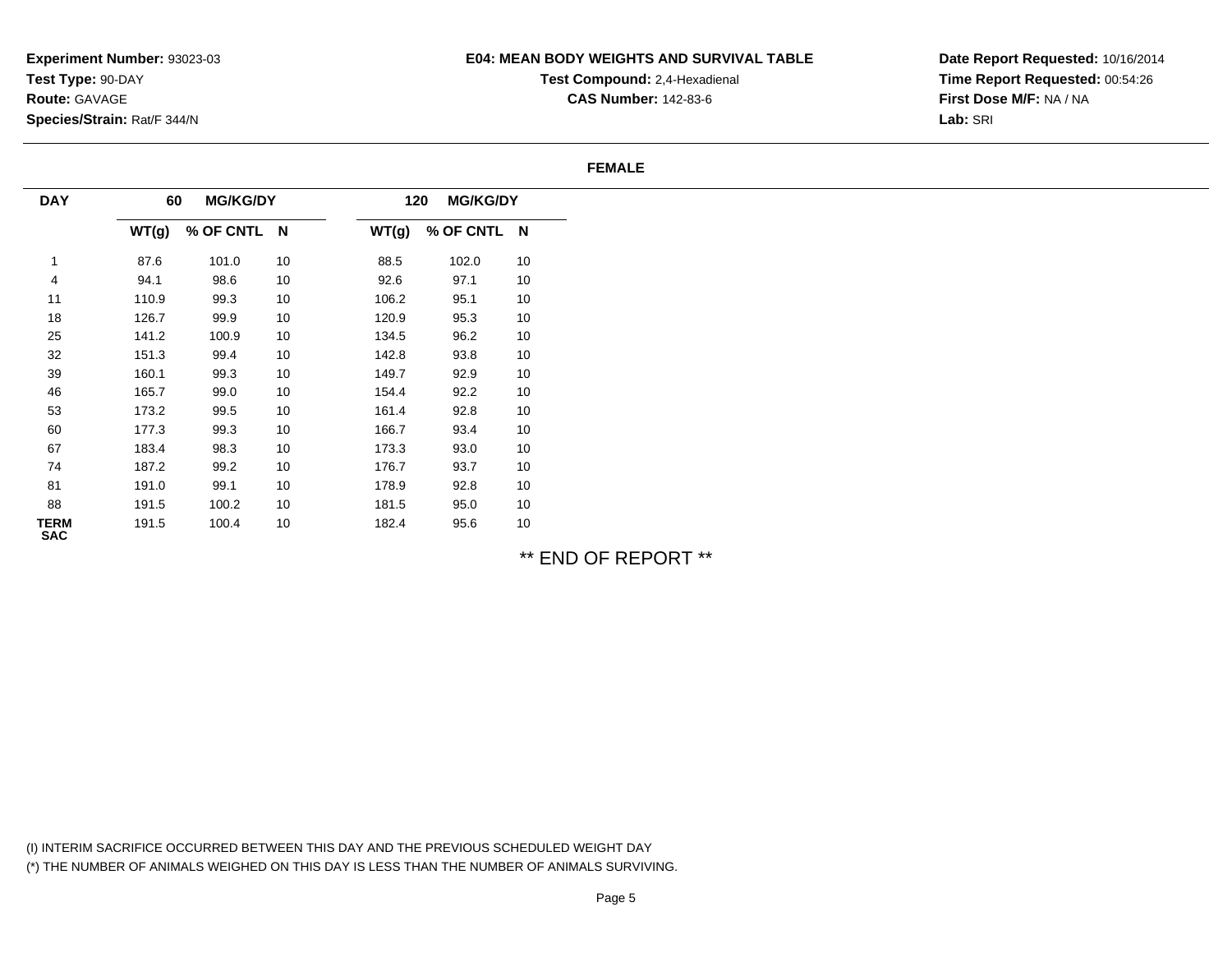**Experiment Number:** 93023-03
**Test Type:** 90-DAY
**Route:** GAVAGE
**Species/Strain:** Rat/F 344/N

**E04: MEAN BODY WEIGHTS AND SURVIVAL TABLE**
**Test Compound:** 2,4-Hexadienal
**CAS Number:** 142-83-6

**Date Report Requested:** 10/16/2014
**Time Report Requested:** 00:54:26
**First Dose M/F:** NA / NA
**Lab:** SRI

**FEMALE**

| DAY | 60 MG/KG/DY | | | 120 MG/KG/DY | | |
|---|---|---|---|---|---|---|
| | WT(g) | % OF CNTL | N | WT(g) | % OF CNTL | N |
| 1 | 87.6 | 101.0 | 10 | 88.5 | 102.0 | 10 |
| 4 | 94.1 | 98.6 | 10 | 92.6 | 97.1 | 10 |
| 11 | 110.9 | 99.3 | 10 | 106.2 | 95.1 | 10 |
| 18 | 126.7 | 99.9 | 10 | 120.9 | 95.3 | 10 |
| 25 | 141.2 | 100.9 | 10 | 134.5 | 96.2 | 10 |
| 32 | 151.3 | 99.4 | 10 | 142.8 | 93.8 | 10 |
| 39 | 160.1 | 99.3 | 10 | 149.7 | 92.9 | 10 |
| 46 | 165.7 | 99.0 | 10 | 154.4 | 92.2 | 10 |
| 53 | 173.2 | 99.5 | 10 | 161.4 | 92.8 | 10 |
| 60 | 177.3 | 99.3 | 10 | 166.7 | 93.4 | 10 |
| 67 | 183.4 | 98.3 | 10 | 173.3 | 93.0 | 10 |
| 74 | 187.2 | 99.2 | 10 | 176.7 | 93.7 | 10 |
| 81 | 191.0 | 99.1 | 10 | 178.9 | 92.8 | 10 |
| 88 | 191.5 | 100.2 | 10 | 181.5 | 95.0 | 10 |
| TERM SAC | 191.5 | 100.4 | 10 | 182.4 | 95.6 | 10 |

** END OF REPORT **

(I) INTERIM SACRIFICE OCCURRED BETWEEN THIS DAY AND THE PREVIOUS SCHEDULED WEIGHT DAY
(*) THE NUMBER OF ANIMALS WEIGHED ON THIS DAY IS LESS THAN THE NUMBER OF ANIMALS SURVIVING.